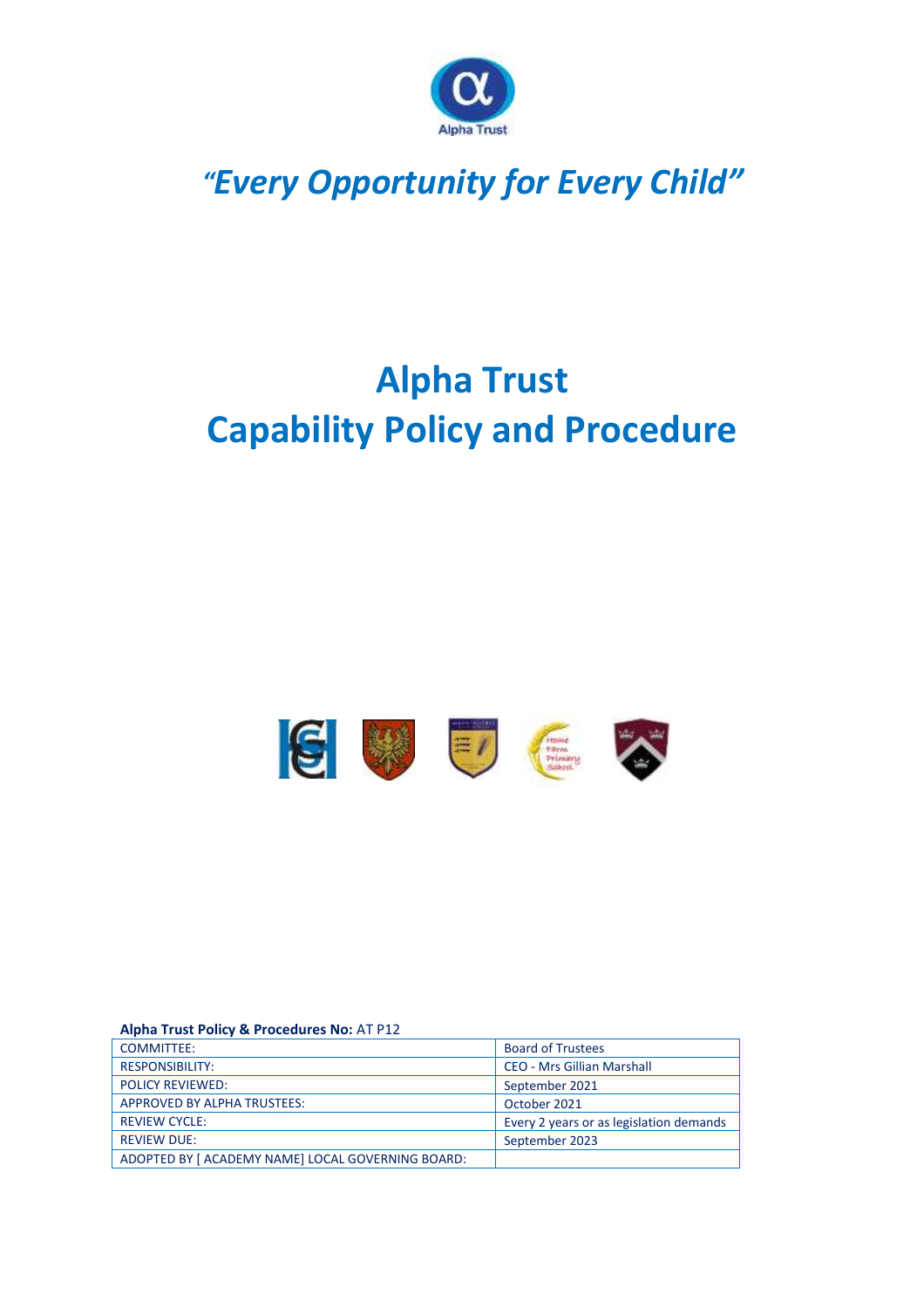*"Every Opportunity for Every Child"*

# Alpha Trust
# Capability Policy and Procedure

**Alpha Trust Policy & Procedures No:** AT P12

| | |
|---|---|
| COMMITTEE: | Board of Trustees |
| RESPONSIBILITY: | CEO - Mrs Gillian Marshall |
| POLICY REVIEWED: | September 2021 |
| APPROVED BY ALPHA TRUSTEES: | October 2021 |
| REVIEW CYCLE: | Every 2 years or as legislation demands |
| REVIEW DUE: | September 2023 |
| ADOPTED BY [ ACADEMY NAME] LOCAL GOVERNING BOARD: | |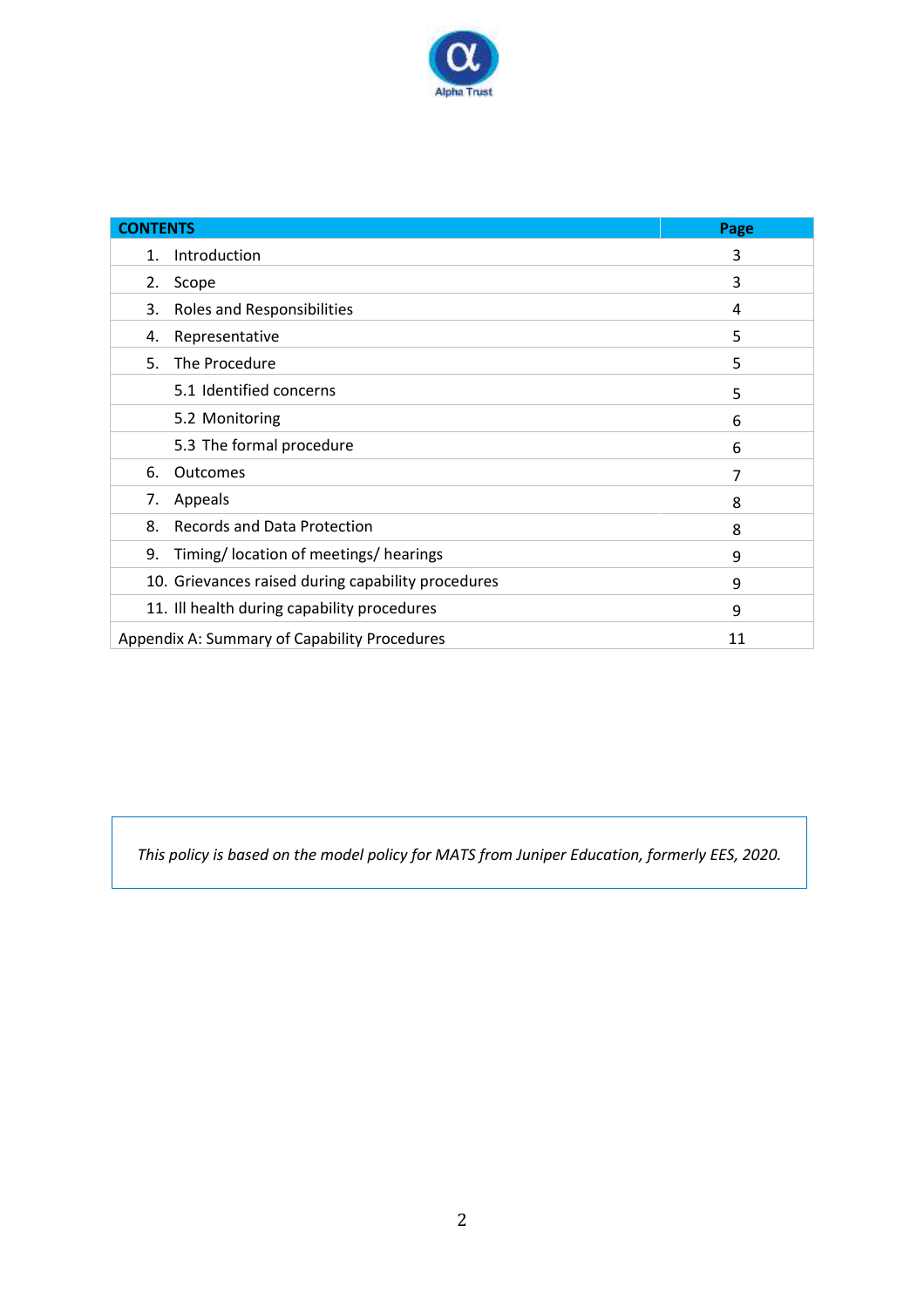| CONTENTS | Page |
|---|---|
| 1. Introduction | 3 |
| 2. Scope | 3 |
| 3. Roles and Responsibilities | 4 |
| 4. Representative | 5 |
| 5. The Procedure | 5 |
| 5.1 Identified concerns | 5 |
| 5.2 Monitoring | 6 |
| 5.3 The formal procedure | 6 |
| 6. Outcomes | 7 |
| 7. Appeals | 8 |
| 8. Records and Data Protection | 8 |
| 9. Timing/ location of meetings/ hearings | 9 |
| 10. Grievances raised during capability procedures | 9 |
| 11. Ill health during capability procedures | 9 |
| Appendix A: Summary of Capability Procedures | 11 |

*This policy is based on the model policy for MATS from Juniper Education, formerly EES, 2020.*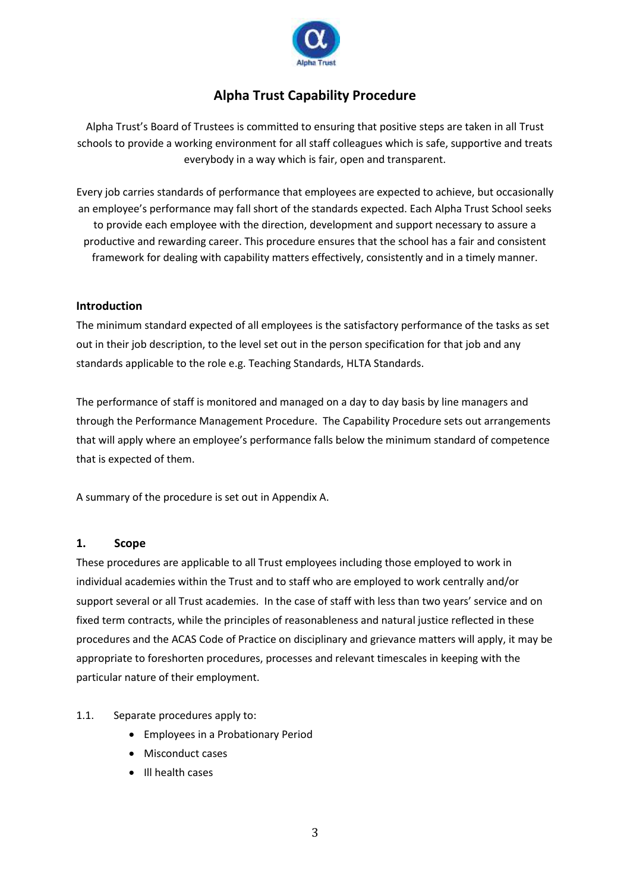# Alpha Trust Capability Procedure

Alpha Trust's Board of Trustees is committed to ensuring that positive steps are taken in all Trust schools to provide a working environment for all staff colleagues which is safe, supportive and treats everybody in a way which is fair, open and transparent.

Every job carries standards of performance that employees are expected to achieve, but occasionally an employee's performance may fall short of the standards expected. Each Alpha Trust School seeks to provide each employee with the direction, development and support necessary to assure a productive and rewarding career. This procedure ensures that the school has a fair and consistent framework for dealing with capability matters effectively, consistently and in a timely manner.

### Introduction

The minimum standard expected of all employees is the satisfactory performance of the tasks as set out in their job description, to the level set out in the person specification for that job and any standards applicable to the role e.g. Teaching Standards, HLTA Standards.

The performance of staff is monitored and managed on a day to day basis by line managers and through the Performance Management Procedure. The Capability Procedure sets out arrangements that will apply where an employee's performance falls below the minimum standard of competence that is expected of them.

A summary of the procedure is set out in Appendix A.

### 1. Scope

These procedures are applicable to all Trust employees including those employed to work in individual academies within the Trust and to staff who are employed to work centrally and/or support several or all Trust academies. In the case of staff with less than two years' service and on fixed term contracts, while the principles of reasonableness and natural justice reflected in these procedures and the ACAS Code of Practice on disciplinary and grievance matters will apply, it may be appropriate to foreshorten procedures, processes and relevant timescales in keeping with the particular nature of their employment.

1.1. Separate procedures apply to:

- Employees in a Probationary Period
- Misconduct cases
- Ill health cases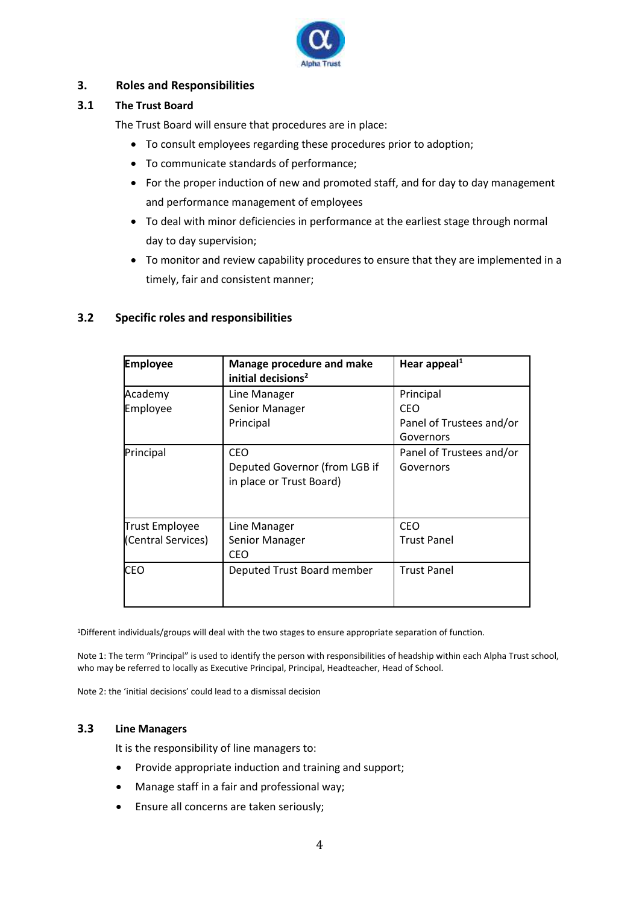## 3. Roles and Responsibilities

### 3.1 The Trust Board

The Trust Board will ensure that procedures are in place:

- To consult employees regarding these procedures prior to adoption;
- To communicate standards of performance;
- For the proper induction of new and promoted staff, and for day to day management and performance management of employees
- To deal with minor deficiencies in performance at the earliest stage through normal day to day supervision;
- To monitor and review capability procedures to ensure that they are implemented in a timely, fair and consistent manner;

### 3.2 Specific roles and responsibilities

| Employee | Manage procedure and make initial decisions[2] | Hear appeal[1] |
|---|---|---|
| Academy Employee | Line Manager<br>Senior Manager<br>Principal | Principal<br>CEO<br>Panel of Trustees and/or Governors |
| Principal | CEO<br>Deputed Governor (from LGB if in place or Trust Board) | Panel of Trustees and/or Governors |
| Trust Employee (Central Services) | Line Manager<br>Senior Manager<br>CEO | CEO<br>Trust Panel |
| CEO | Deputed Trust Board member | Trust Panel |

[1]Different individuals/groups will deal with the two stages to ensure appropriate separation of function.

Note 1: The term "Principal" is used to identify the person with responsibilities of headship within each Alpha Trust school, who may be referred to locally as Executive Principal, Principal, Headteacher, Head of School.

Note 2: the 'initial decisions' could lead to a dismissal decision

### 3.3 Line Managers

It is the responsibility of line managers to:

- Provide appropriate induction and training and support;
- Manage staff in a fair and professional way;
- Ensure all concerns are taken seriously;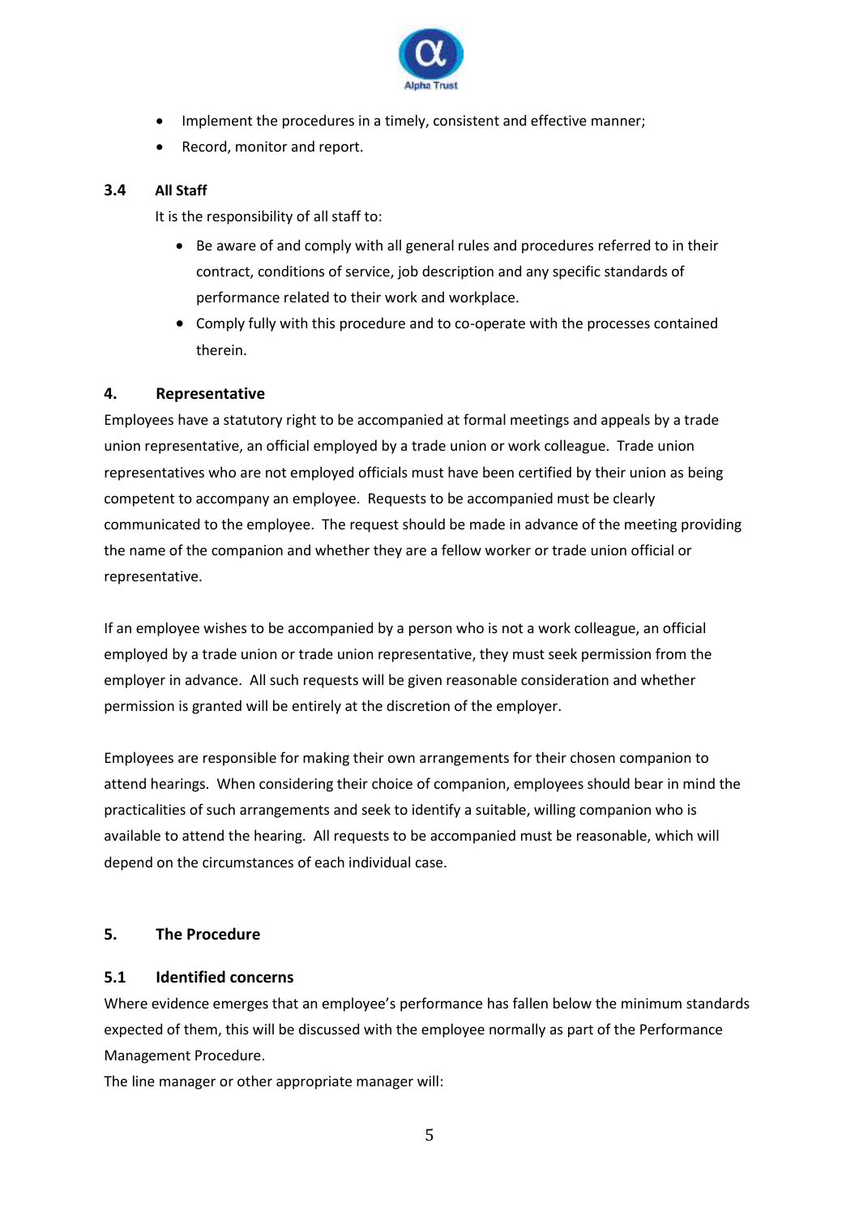- Implement the procedures in a timely, consistent and effective manner;
- Record, monitor and report.

### 3.4 All Staff

It is the responsibility of all staff to:

- Be aware of and comply with all general rules and procedures referred to in their contract, conditions of service, job description and any specific standards of performance related to their work and workplace.
- Comply fully with this procedure and to co-operate with the processes contained therein.

## 4. Representative

Employees have a statutory right to be accompanied at formal meetings and appeals by a trade union representative, an official employed by a trade union or work colleague. Trade union representatives who are not employed officials must have been certified by their union as being competent to accompany an employee. Requests to be accompanied must be clearly communicated to the employee. The request should be made in advance of the meeting providing the name of the companion and whether they are a fellow worker or trade union official or representative.

If an employee wishes to be accompanied by a person who is not a work colleague, an official employed by a trade union or trade union representative, they must seek permission from the employer in advance. All such requests will be given reasonable consideration and whether permission is granted will be entirely at the discretion of the employer.

Employees are responsible for making their own arrangements for their chosen companion to attend hearings. When considering their choice of companion, employees should bear in mind the practicalities of such arrangements and seek to identify a suitable, willing companion who is available to attend the hearing. All requests to be accompanied must be reasonable, which will depend on the circumstances of each individual case.

## 5. The Procedure

### 5.1 Identified concerns

Where evidence emerges that an employee's performance has fallen below the minimum standards expected of them, this will be discussed with the employee normally as part of the Performance Management Procedure.

The line manager or other appropriate manager will: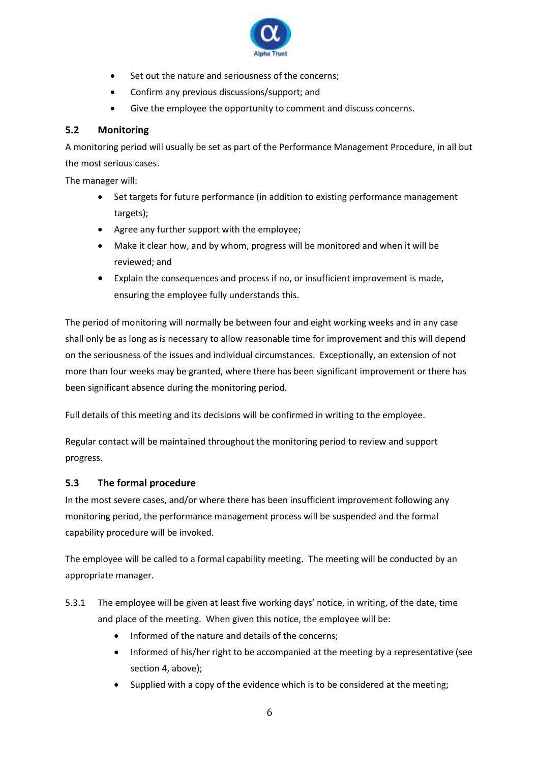- Set out the nature and seriousness of the concerns;
- Confirm any previous discussions/support; and
- Give the employee the opportunity to comment and discuss concerns.

### 5.2 Monitoring

A monitoring period will usually be set as part of the Performance Management Procedure, in all but the most serious cases.

The manager will:

- Set targets for future performance (in addition to existing performance management targets);
- Agree any further support with the employee;
- Make it clear how, and by whom, progress will be monitored and when it will be reviewed; and
- Explain the consequences and process if no, or insufficient improvement is made, ensuring the employee fully understands this.

The period of monitoring will normally be between four and eight working weeks and in any case shall only be as long as is necessary to allow reasonable time for improvement and this will depend on the seriousness of the issues and individual circumstances. Exceptionally, an extension of not more than four weeks may be granted, where there has been significant improvement or there has been significant absence during the monitoring period.

Full details of this meeting and its decisions will be confirmed in writing to the employee.

Regular contact will be maintained throughout the monitoring period to review and support progress.

### 5.3 The formal procedure

In the most severe cases, and/or where there has been insufficient improvement following any monitoring period, the performance management process will be suspended and the formal capability procedure will be invoked.

The employee will be called to a formal capability meeting. The meeting will be conducted by an appropriate manager.

5.3.1 The employee will be given at least five working days' notice, in writing, of the date, time and place of the meeting. When given this notice, the employee will be:

- Informed of the nature and details of the concerns;
- Informed of his/her right to be accompanied at the meeting by a representative (see section 4, above);
- Supplied with a copy of the evidence which is to be considered at the meeting;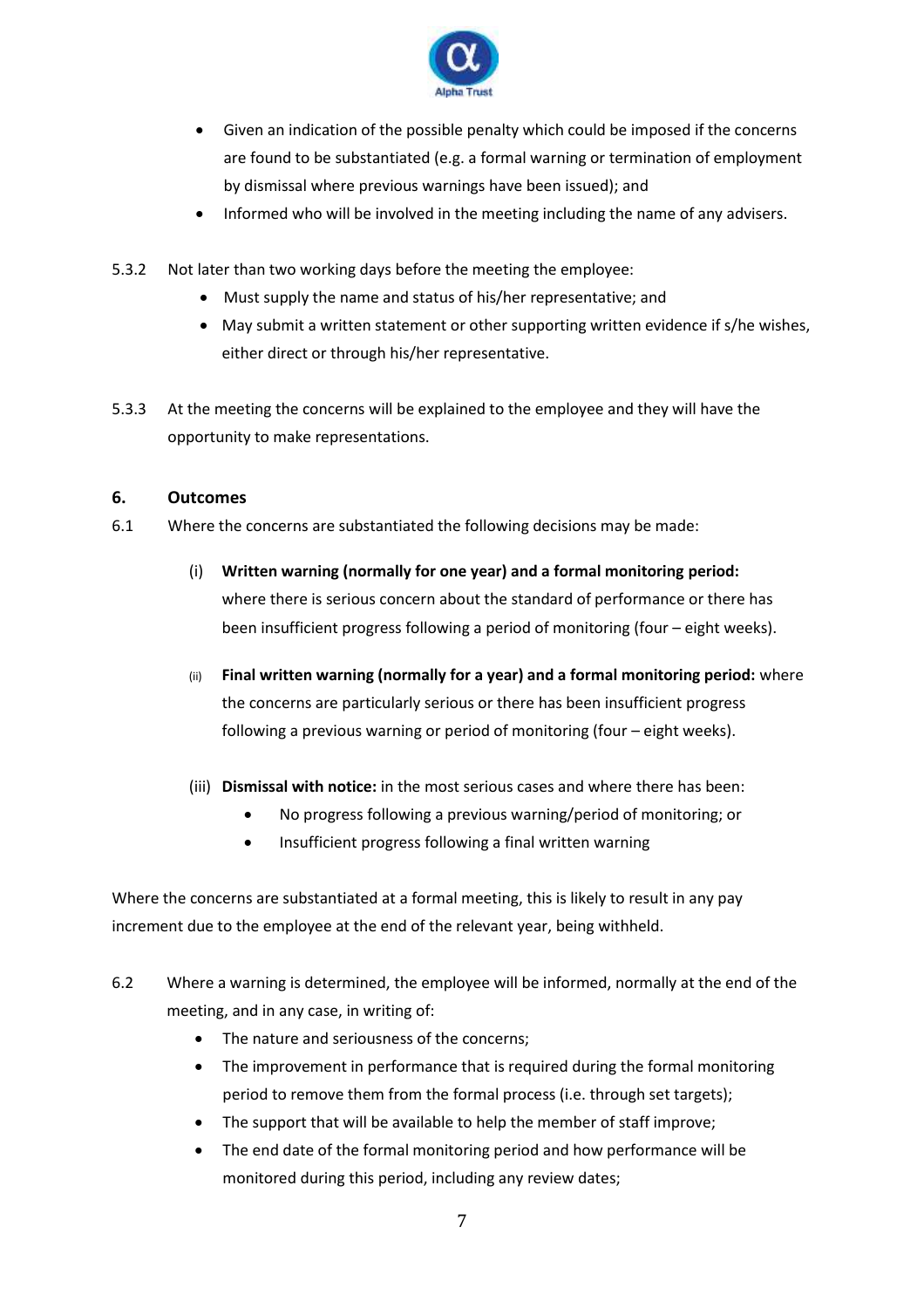- Given an indication of the possible penalty which could be imposed if the concerns are found to be substantiated (e.g. a formal warning or termination of employment by dismissal where previous warnings have been issued); and
- Informed who will be involved in the meeting including the name of any advisers.

5.3.2 Not later than two working days before the meeting the employee:

- Must supply the name and status of his/her representative; and
- May submit a written statement or other supporting written evidence if s/he wishes, either direct or through his/her representative.

5.3.3 At the meeting the concerns will be explained to the employee and they will have the opportunity to make representations.

## 6. Outcomes

6.1 Where the concerns are substantiated the following decisions may be made:

(i) **Written warning (normally for one year) and a formal monitoring period:** where there is serious concern about the standard of performance or there has been insufficient progress following a period of monitoring (four – eight weeks).

(ii) **Final written warning (normally for a year) and a formal monitoring period:** where the concerns are particularly serious or there has been insufficient progress following a previous warning or period of monitoring (four – eight weeks).

(iii) **Dismissal with notice:** in the most serious cases and where there has been:

- No progress following a previous warning/period of monitoring; or
- Insufficient progress following a final written warning

Where the concerns are substantiated at a formal meeting, this is likely to result in any pay increment due to the employee at the end of the relevant year, being withheld.

6.2 Where a warning is determined, the employee will be informed, normally at the end of the meeting, and in any case, in writing of:

- The nature and seriousness of the concerns;
- The improvement in performance that is required during the formal monitoring period to remove them from the formal process (i.e. through set targets);
- The support that will be available to help the member of staff improve;
- The end date of the formal monitoring period and how performance will be monitored during this period, including any review dates;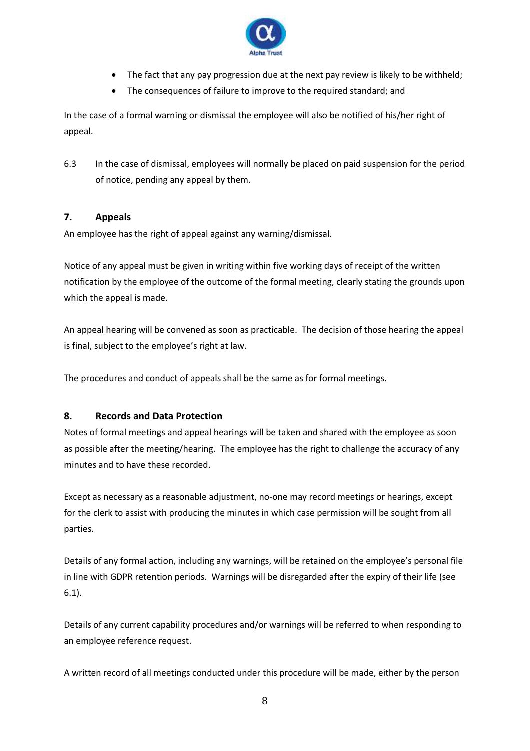- The fact that any pay progression due at the next pay review is likely to be withheld;
- The consequences of failure to improve to the required standard; and

In the case of a formal warning or dismissal the employee will also be notified of his/her right of appeal.

6.3 In the case of dismissal, employees will normally be placed on paid suspension for the period of notice, pending any appeal by them.

## 7. Appeals

An employee has the right of appeal against any warning/dismissal.

Notice of any appeal must be given in writing within five working days of receipt of the written notification by the employee of the outcome of the formal meeting, clearly stating the grounds upon which the appeal is made.

An appeal hearing will be convened as soon as practicable. The decision of those hearing the appeal is final, subject to the employee's right at law.

The procedures and conduct of appeals shall be the same as for formal meetings.

## 8. Records and Data Protection

Notes of formal meetings and appeal hearings will be taken and shared with the employee as soon as possible after the meeting/hearing. The employee has the right to challenge the accuracy of any minutes and to have these recorded.

Except as necessary as a reasonable adjustment, no-one may record meetings or hearings, except for the clerk to assist with producing the minutes in which case permission will be sought from all parties.

Details of any formal action, including any warnings, will be retained on the employee's personal file in line with GDPR retention periods. Warnings will be disregarded after the expiry of their life (see 6.1).

Details of any current capability procedures and/or warnings will be referred to when responding to an employee reference request.

A written record of all meetings conducted under this procedure will be made, either by the person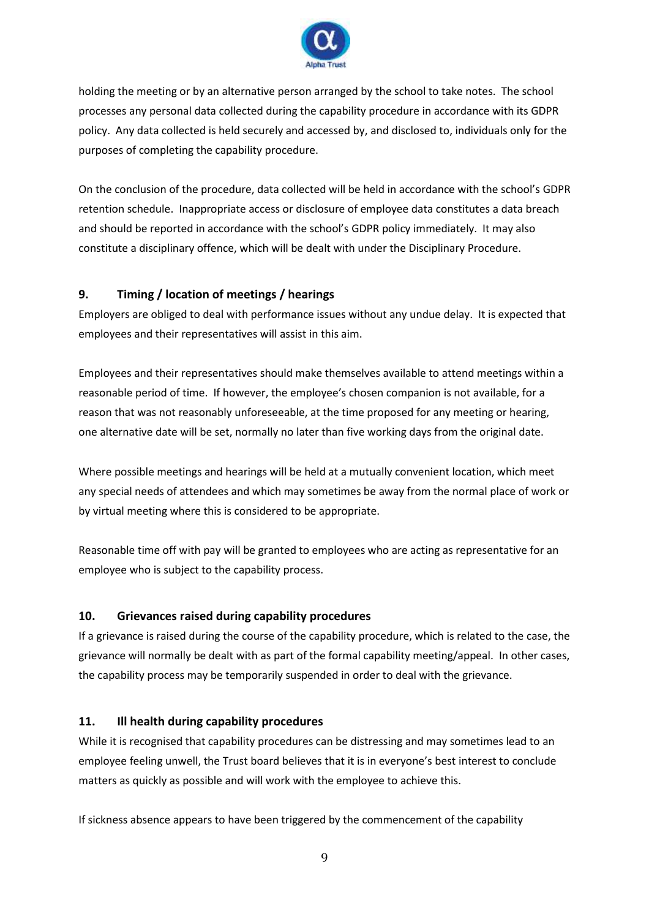holding the meeting or by an alternative person arranged by the school to take notes. The school processes any personal data collected during the capability procedure in accordance with its GDPR policy. Any data collected is held securely and accessed by, and disclosed to, individuals only for the purposes of completing the capability procedure.

On the conclusion of the procedure, data collected will be held in accordance with the school's GDPR retention schedule. Inappropriate access or disclosure of employee data constitutes a data breach and should be reported in accordance with the school's GDPR policy immediately. It may also constitute a disciplinary offence, which will be dealt with under the Disciplinary Procedure.

## 9. Timing / location of meetings / hearings

Employers are obliged to deal with performance issues without any undue delay. It is expected that employees and their representatives will assist in this aim.

Employees and their representatives should make themselves available to attend meetings within a reasonable period of time. If however, the employee's chosen companion is not available, for a reason that was not reasonably unforeseeable, at the time proposed for any meeting or hearing, one alternative date will be set, normally no later than five working days from the original date.

Where possible meetings and hearings will be held at a mutually convenient location, which meet any special needs of attendees and which may sometimes be away from the normal place of work or by virtual meeting where this is considered to be appropriate.

Reasonable time off with pay will be granted to employees who are acting as representative for an employee who is subject to the capability process.

## 10. Grievances raised during capability procedures

If a grievance is raised during the course of the capability procedure, which is related to the case, the grievance will normally be dealt with as part of the formal capability meeting/appeal. In other cases, the capability process may be temporarily suspended in order to deal with the grievance.

## 11. Ill health during capability procedures

While it is recognised that capability procedures can be distressing and may sometimes lead to an employee feeling unwell, the Trust board believes that it is in everyone's best interest to conclude matters as quickly as possible and will work with the employee to achieve this.

If sickness absence appears to have been triggered by the commencement of the capability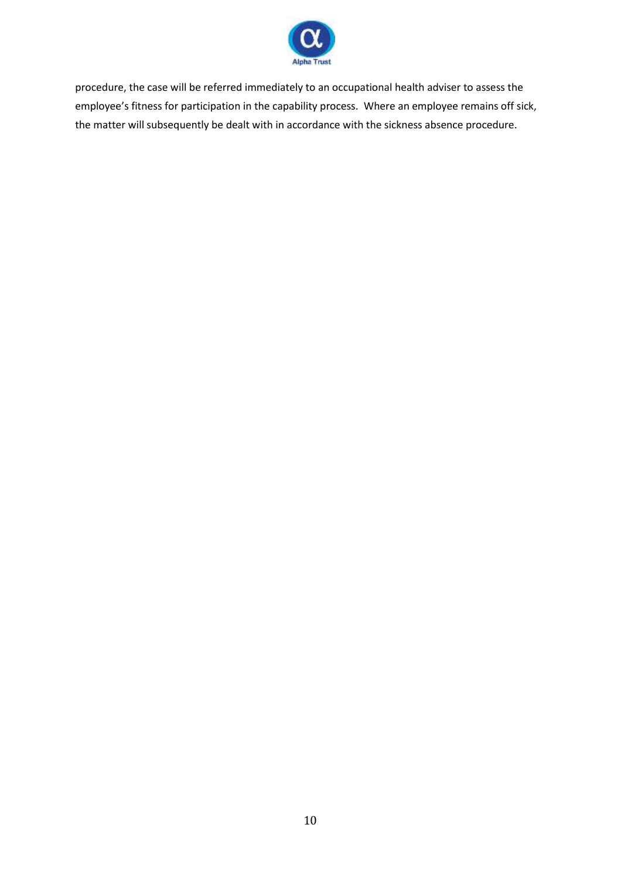procedure, the case will be referred immediately to an occupational health adviser to assess the employee's fitness for participation in the capability process. Where an employee remains off sick, the matter will subsequently be dealt with in accordance with the sickness absence procedure.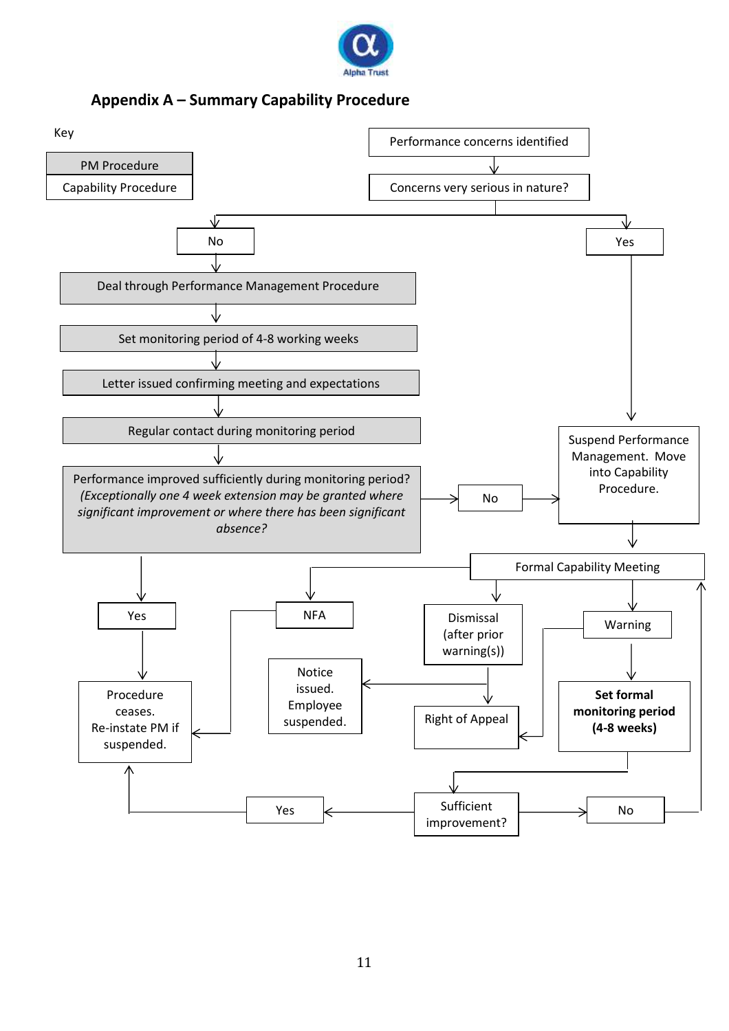## Appendix A – Summary Capability Procedure

Key

PM Procedure

Capability Procedure

Performance concerns identified

Concerns very serious in nature?

No

Yes

Deal through Performance Management Procedure

Set monitoring period of 4-8 working weeks

Letter issued confirming meeting and expectations

Regular contact during monitoring period

Performance improved sufficiently during monitoring period? *(Exceptionally one 4 week extension may be granted where significant improvement or where there has been significant absence?*

No

Suspend Performance Management. Move into Capability Procedure.

Formal Capability Meeting

Yes

NFA

Dismissal (after prior warning(s))

Warning

Procedure ceases. Re-instate PM if suspended.

Notice issued. Employee suspended.

Right of Appeal

**Set formal monitoring period (4-8 weeks)**

Yes

Sufficient improvement?

No